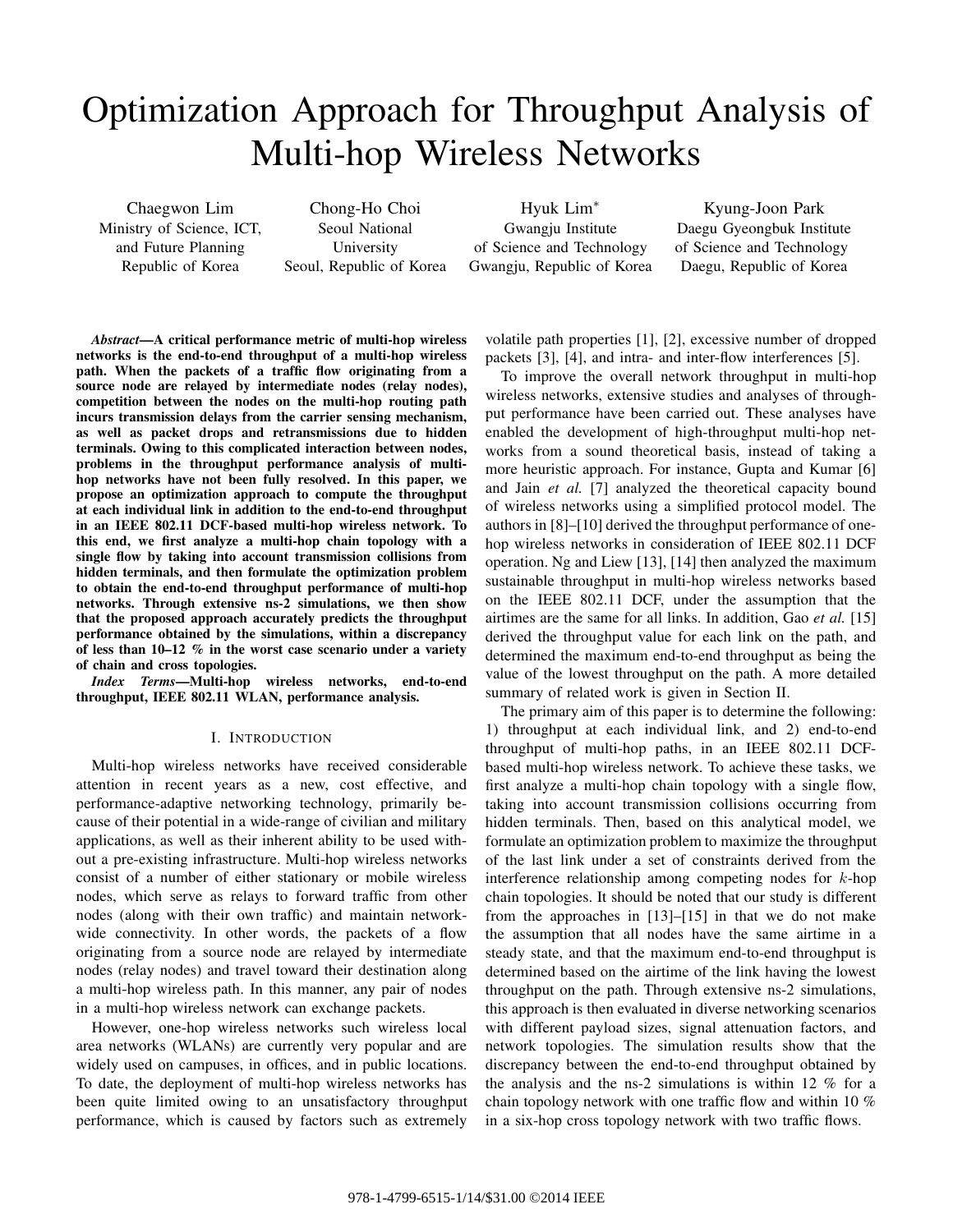# Optimization Approach for Throughput Analysis of Multi-hop Wireless Networks

Chaegwon Lim
Ministry of Science, ICT, and Future Planning
Republic of Korea

Chong-Ho Choi
Seoul National University
Seoul, Republic of Korea

Hyuk Lim*
Gwangju Institute of Science and Technology
Gwangju, Republic of Korea

Kyung-Joon Park
Daegu Gyeongbuk Institute of Science and Technology
Daegu, Republic of Korea

***Abstract*—A critical performance metric of multi-hop wireless networks is the end-to-end throughput of a multi-hop wireless path. When the packets of a traffic flow originating from a source node are relayed by intermediate nodes (relay nodes), competition between the nodes on the multi-hop routing path incurs transmission delays from the carrier sensing mechanism, as well as packet drops and retransmissions due to hidden terminals. Owing to this complicated interaction between nodes, problems in the throughput performance analysis of multi-hop networks have not been fully resolved. In this paper, we propose an optimization approach to compute the throughput at each individual link in addition to the end-to-end throughput in an IEEE 802.11 DCF-based multi-hop wireless network. To this end, we first analyze a multi-hop chain topology with a single flow by taking into account transmission collisions from hidden terminals, and then formulate the optimization problem to obtain the end-to-end throughput performance of multi-hop networks. Through extensive ns-2 simulations, we then show that the proposed approach accurately predicts the throughput performance obtained by the simulations, within a discrepancy of less than 10–12 % in the worst case scenario under a variety of chain and cross topologies.**

***Index Terms*—Multi-hop wireless networks, end-to-end throughput, IEEE 802.11 WLAN, performance analysis.**

## I. Introduction

Multi-hop wireless networks have received considerable attention in recent years as a new, cost effective, and performance-adaptive networking technology, primarily because of their potential in a wide-range of civilian and military applications, as well as their inherent ability to be used without a pre-existing infrastructure. Multi-hop wireless networks consist of a number of either stationary or mobile wireless nodes, which serve as relays to forward traffic from other nodes (along with their own traffic) and maintain network-wide connectivity. In other words, the packets of a flow originating from a source node are relayed by intermediate nodes (relay nodes) and travel toward their destination along a multi-hop wireless path. In this manner, any pair of nodes in a multi-hop wireless network can exchange packets.

However, one-hop wireless networks such wireless local area networks (WLANs) are currently very popular and are widely used on campuses, in offices, and in public locations. To date, the deployment of multi-hop wireless networks has been quite limited owing to an unsatisfactory throughput performance, which is caused by factors such as extremely volatile path properties [1], [2], excessive number of dropped packets [3], [4], and intra- and inter-flow interferences [5].

To improve the overall network throughput in multi-hop wireless networks, extensive studies and analyses of throughput performance have been carried out. These analyses have enabled the development of high-throughput multi-hop networks from a sound theoretical basis, instead of taking a more heuristic approach. For instance, Gupta and Kumar [6] and Jain *et al.* [7] analyzed the theoretical capacity bound of wireless networks using a simplified protocol model. The authors in [8]–[10] derived the throughput performance of one-hop wireless networks in consideration of IEEE 802.11 DCF operation. Ng and Liew [13], [14] then analyzed the maximum sustainable throughput in multi-hop wireless networks based on the IEEE 802.11 DCF, under the assumption that the airtimes are the same for all links. In addition, Gao *et al.* [15] derived the throughput value for each link on the path, and determined the maximum end-to-end throughput as being the value of the lowest throughput on the path. A more detailed summary of related work is given in Section II.

The primary aim of this paper is to determine the following: 1) throughput at each individual link, and 2) end-to-end throughput of multi-hop paths, in an IEEE 802.11 DCF-based multi-hop wireless network. To achieve these tasks, we first analyze a multi-hop chain topology with a single flow, taking into account transmission collisions occurring from hidden terminals. Then, based on this analytical model, we formulate an optimization problem to maximize the throughput of the last link under a set of constraints derived from the interference relationship among competing nodes for $k$-hop chain topologies. It should be noted that our study is different from the approaches in [13]–[15] in that we do not make the assumption that all nodes have the same airtime in a steady state, and that the maximum end-to-end throughput is determined based on the airtime of the link having the lowest throughput on the path. Through extensive ns-2 simulations, this approach is then evaluated in diverse networking scenarios with different payload sizes, signal attenuation factors, and network topologies. The simulation results show that the discrepancy between the end-to-end throughput obtained by the analysis and the ns-2 simulations is within 12 % for a chain topology network with one traffic flow and within 10 % in a six-hop cross topology network with two traffic flows.

978-1-4799-6515-1/14/$31.00 ©2014 IEEE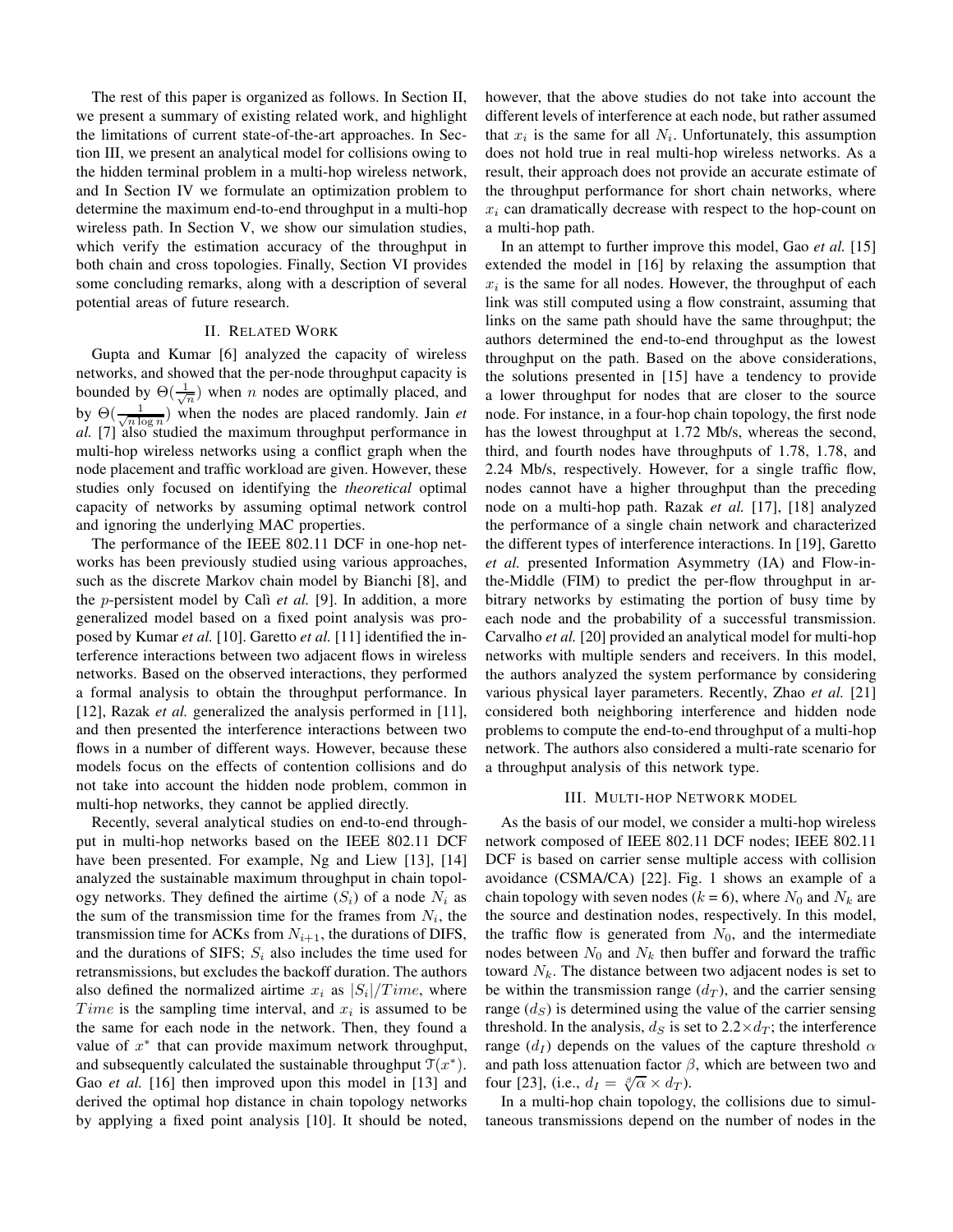The rest of this paper is organized as follows. In Section II, we present a summary of existing related work, and highlight the limitations of current state-of-the-art approaches. In Section III, we present an analytical model for collisions owing to the hidden terminal problem in a multi-hop wireless network, and In Section IV we formulate an optimization problem to determine the maximum end-to-end throughput in a multi-hop wireless path. In Section V, we show our simulation studies, which verify the estimation accuracy of the throughput in both chain and cross topologies. Finally, Section VI provides some concluding remarks, along with a description of several potential areas of future research.

## II. Related Work

Gupta and Kumar [6] analyzed the capacity of wireless networks, and showed that the per-node throughput capacity is bounded by $\Theta(\frac{1}{\sqrt{n}})$ when $n$ nodes are optimally placed, and by $\Theta(\frac{1}{\sqrt{n \log n}})$ when the nodes are placed randomly. Jain *et al.* [7] also studied the maximum throughput performance in multi-hop wireless networks using a conflict graph when the node placement and traffic workload are given. However, these studies only focused on identifying the *theoretical* optimal capacity of networks by assuming optimal network control and ignoring the underlying MAC properties.

The performance of the IEEE 802.11 DCF in one-hop networks has been previously studied using various approaches, such as the discrete Markov chain model by Bianchi [8], and the $p$-persistent model by Calì *et al.* [9]. In addition, a more generalized model based on a fixed point analysis was proposed by Kumar *et al.* [10]. Garetto *et al.* [11] identified the interference interactions between two adjacent flows in wireless networks. Based on the observed interactions, they performed a formal analysis to obtain the throughput performance. In [12], Razak *et al.* generalized the analysis performed in [11], and then presented the interference interactions between two flows in a number of different ways. However, because these models focus on the effects of contention collisions and do not take into account the hidden node problem, common in multi-hop networks, they cannot be applied directly.

Recently, several analytical studies on end-to-end throughput in multi-hop networks based on the IEEE 802.11 DCF have been presented. For example, Ng and Liew [13], [14] analyzed the sustainable maximum throughput in chain topology networks. They defined the airtime ($S_i$) of a node $N_i$ as the sum of the transmission time for the frames from $N_i$, the transmission time for ACKs from $N_{i+1}$, the durations of DIFS, and the durations of SIFS; $S_i$ also includes the time used for retransmissions, but excludes the backoff duration. The authors also defined the normalized airtime $x_i$ as $|S_i|/Time$, where $Time$ is the sampling time interval, and $x_i$ is assumed to be the same for each node in the network. Then, they found a value of $x^*$ that can provide maximum network throughput, and subsequently calculated the sustainable throughput $\mathcal{T}(x^*)$. Gao *et al.* [16] then improved upon this model in [13] and derived the optimal hop distance in chain topology networks by applying a fixed point analysis [10]. It should be noted, however, that the above studies do not take into account the different levels of interference at each node, but rather assumed that $x_i$ is the same for all $N_i$. Unfortunately, this assumption does not hold true in real multi-hop wireless networks. As a result, their approach does not provide an accurate estimate of the throughput performance for short chain networks, where $x_i$ can dramatically decrease with respect to the hop-count on a multi-hop path.

In an attempt to further improve this model, Gao *et al.* [15] extended the model in [16] by relaxing the assumption that $x_i$ is the same for all nodes. However, the throughput of each link was still computed using a flow constraint, assuming that links on the same path should have the same throughput; the authors determined the end-to-end throughput as the lowest throughput on the path. Based on the above considerations, the solutions presented in [15] have a tendency to provide a lower throughput for nodes that are closer to the source node. For instance, in a four-hop chain topology, the first node has the lowest throughput at 1.72 Mb/s, whereas the second, third, and fourth nodes have throughputs of 1.78, 1.78, and 2.24 Mb/s, respectively. However, for a single traffic flow, nodes cannot have a higher throughput than the preceding node on a multi-hop path. Razak *et al.* [17], [18] analyzed the performance of a single chain network and characterized the different types of interference interactions. In [19], Garetto *et al.* presented Information Asymmetry (IA) and Flow-in-the-Middle (FIM) to predict the per-flow throughput in arbitrary networks by estimating the portion of busy time by each node and the probability of a successful transmission. Carvalho *et al.* [20] provided an analytical model for multi-hop networks with multiple senders and receivers. In this model, the authors analyzed the system performance by considering various physical layer parameters. Recently, Zhao *et al.* [21] considered both neighboring interference and hidden node problems to compute the end-to-end throughput of a multi-hop network. The authors also considered a multi-rate scenario for a throughput analysis of this network type.

## III. Multi-hop Network model

As the basis of our model, we consider a multi-hop wireless network composed of IEEE 802.11 DCF nodes; IEEE 802.11 DCF is based on carrier sense multiple access with collision avoidance (CSMA/CA) [22]. Fig. 1 shows an example of a chain topology with seven nodes ($k = 6$), where $N_0$ and $N_k$ are the source and destination nodes, respectively. In this model, the traffic flow is generated from $N_0$, and the intermediate nodes between $N_0$ and $N_k$ then buffer and forward the traffic toward $N_k$. The distance between two adjacent nodes is set to be within the transmission range ($d_T$), and the carrier sensing range ($d_S$) is determined using the value of the carrier sensing threshold. In the analysis, $d_S$ is set to $2.2 \times d_T$; the interference range ($d_I$) depends on the values of the capture threshold $\alpha$ and path loss attenuation factor $\beta$, which are between two and four [23], (i.e., $d_I = \sqrt[\beta]{\alpha} \times d_T$).

In a multi-hop chain topology, the collisions due to simultaneous transmissions depend on the number of nodes in the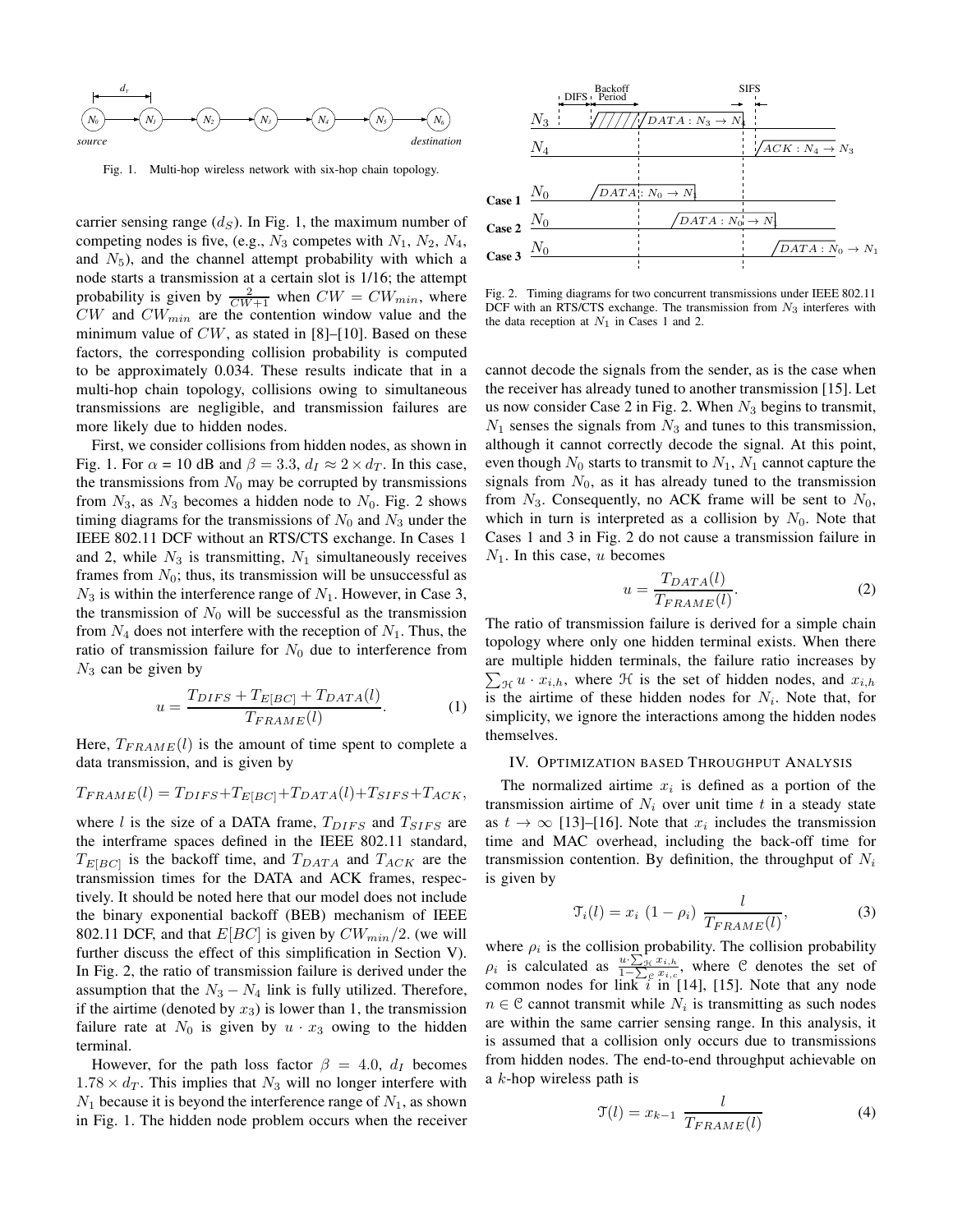Fig. 1. Multi-hop wireless network with six-hop chain topology.

carrier sensing range ($d_S$). In Fig. 1, the maximum number of competing nodes is five, (e.g., $N_3$ competes with $N_1$, $N_2$, $N_4$, and $N_5$), and the channel attempt probability with which a node starts a transmission at a certain slot is 1/16; the attempt probability is given by $\frac{2}{CW+1}$ when $CW = CW_{min}$, where $CW$ and $CW_{min}$ are the contention window value and the minimum value of $CW$, as stated in [8]–[10]. Based on these factors, the corresponding collision probability is computed to be approximately 0.034. These results indicate that in a multi-hop chain topology, collisions owing to simultaneous transmissions are negligible, and transmission failures are more likely due to hidden nodes.

First, we consider collisions from hidden nodes, as shown in Fig. 1. For $\alpha$ = 10 dB and $\beta = 3.3$, $d_I \approx 2 \times d_T$. In this case, the transmissions from $N_0$ may be corrupted by transmissions from $N_3$, as $N_3$ becomes a hidden node to $N_0$. Fig. 2 shows timing diagrams for the transmissions of $N_0$ and $N_3$ under the IEEE 802.11 DCF without an RTS/CTS exchange. In Cases 1 and 2, while $N_3$ is transmitting, $N_1$ simultaneously receives frames from $N_0$; thus, its transmission will be unsuccessful as $N_3$ is within the interference range of $N_1$. However, in Case 3, the transmission of $N_0$ will be successful as the transmission from $N_4$ does not interfere with the reception of $N_1$. Thus, the ratio of transmission failure for $N_0$ due to interference from $N_3$ can be given by

$$u = \frac{T_{DIFS} + T_{E[BC]} + T_{DATA}(l)}{T_{FRAME}(l)}. \tag{1}$$

Here, $T_{FRAME}(l)$ is the amount of time spent to complete a data transmission, and is given by

$$T_{FRAME}(l) = T_{DIFS} + T_{E[BC]} + T_{DATA}(l) + T_{SIFS} + T_{ACK},$$

where $l$ is the size of a DATA frame, $T_{DIFS}$ and $T_{SIFS}$ are the interframe spaces defined in the IEEE 802.11 standard, $T_{E[BC]}$ is the backoff time, and $T_{DATA}$ and $T_{ACK}$ are the transmission times for the DATA and ACK frames, respectively. It should be noted here that our model does not include the binary exponential backoff (BEB) mechanism of IEEE 802.11 DCF, and that $E[BC]$ is given by $CW_{min}/2$. (we will further discuss the effect of this simplification in Section V). In Fig. 2, the ratio of transmission failure is derived under the assumption that the $N_3 - N_4$ link is fully utilized. Therefore, if the airtime (denoted by $x_3$) is lower than 1, the transmission failure rate at $N_0$ is given by $u \cdot x_3$ owing to the hidden terminal.

However, for the path loss factor $\beta = 4.0$, $d_I$ becomes $1.78 \times d_T$. This implies that $N_3$ will no longer interfere with $N_1$ because it is beyond the interference range of $N_1$, as shown in Fig. 1. The hidden node problem occurs when the receiver cannot decode the signals from the sender, as is the case when the receiver has already tuned to another transmission [15]. Let us now consider Case 2 in Fig. 2. When $N_3$ begins to transmit, $N_1$ senses the signals from $N_3$ and tunes to this transmission, although it cannot correctly decode the signal. At this point, even though $N_0$ starts to transmit to $N_1$, $N_1$ cannot capture the signals from $N_0$, as it has already tuned to the transmission from $N_3$. Consequently, no ACK frame will be sent to $N_0$, which in turn is interpreted as a collision by $N_0$. Note that Cases 1 and 3 in Fig. 2 do not cause a transmission failure in $N_1$. In this case, $u$ becomes

Fig. 2. Timing diagrams for two concurrent transmissions under IEEE 802.11 DCF with an RTS/CTS exchange. The transmission from $N_3$ interferes with the data reception at $N_1$ in Cases 1 and 2.

$$u = \frac{T_{DATA}(l)}{T_{FRAME}(l)}. \tag{2}$$

The ratio of transmission failure is derived for a simple chain topology where only one hidden terminal exists. When there are multiple hidden terminals, the failure ratio increases by $\sum_{\mathcal{H}} u \cdot x_{i,h}$, where $\mathcal{H}$ is the set of hidden nodes, and $x_{i,h}$ is the airtime of these hidden nodes for $N_i$. Note that, for simplicity, we ignore the interactions among the hidden nodes themselves.

## IV. Optimization based Throughput Analysis

The normalized airtime $x_i$ is defined as a portion of the transmission airtime of $N_i$ over unit time $t$ in a steady state as $t \to \infty$ [13]–[16]. Note that $x_i$ includes the transmission time and MAC overhead, including the back-off time for transmission contention. By definition, the throughput of $N_i$ is given by

$$\mathcal{T}_i(l) = x_i \, (1 - \rho_i) \, \frac{l}{T_{FRAME}(l)}, \tag{3}$$

where $\rho_i$ is the collision probability. The collision probability $\rho_i$ is calculated as $\frac{u \cdot \sum_{\mathcal{H}} x_{i,h}}{1 - \sum_{\mathcal{C}} x_{i,c}}$, where $\mathcal{C}$ denotes the set of common nodes for link $i$ in [14], [15]. Note that any node $n \in \mathcal{C}$ cannot transmit while $N_i$ is transmitting as such nodes are within the same carrier sensing range. In this analysis, it is assumed that a collision only occurs due to transmissions from hidden nodes. The end-to-end throughput achievable on a $k$-hop wireless path is

$$\mathcal{T}(l) = x_{k-1} \, \frac{l}{T_{FRAME}(l)} \tag{4}$$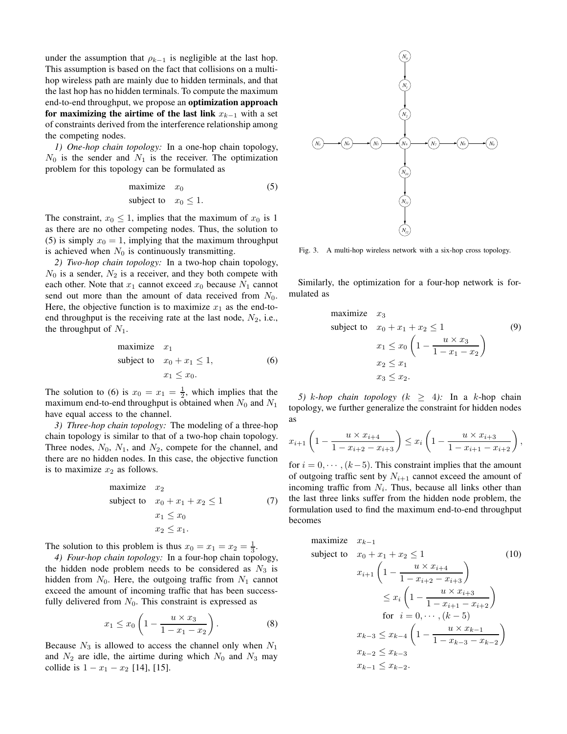under the assumption that $\rho_{k-1}$ is negligible at the last hop. This assumption is based on the fact that collisions on a multi-hop wireless path are mainly due to hidden terminals, and that the last hop has no hidden terminals. To compute the maximum end-to-end throughput, we propose an **optimization approach for maximizing the airtime of the last link** $x_{k-1}$ with a set of constraints derived from the interference relationship among the competing nodes.

*1) One-hop chain topology:* In a one-hop chain topology, $N_0$ is the sender and $N_1$ is the receiver. The optimization problem for this topology can be formulated as

$$\begin{aligned} \text{maximize} \quad & x_0 \\ \text{subject to} \quad & x_0 \leq 1. \end{aligned} \tag{5}$$

The constraint, $x_0 \leq 1$, implies that the maximum of $x_0$ is 1 as there are no other competing nodes. Thus, the solution to (5) is simply $x_0 = 1$, implying that the maximum throughput is achieved when $N_0$ is continuously transmitting.

*2) Two-hop chain topology:* In a two-hop chain topology, $N_0$ is a sender, $N_2$ is a receiver, and they both compete with each other. Note that $x_1$ cannot exceed $x_0$ because $N_1$ cannot send out more than the amount of data received from $N_0$. Here, the objective function is to maximize $x_1$ as the end-to-end throughput is the receiving rate at the last node, $N_2$, i.e., the throughput of $N_1$.

$$\begin{aligned} \text{maximize} \quad & x_1 \\ \text{subject to} \quad & x_0 + x_1 \leq 1, \\ & x_1 \leq x_0. \end{aligned} \tag{6}$$

The solution to (6) is $x_0 = x_1 = \frac{1}{2}$, which implies that the maximum end-to-end throughput is obtained when $N_0$ and $N_1$ have equal access to the channel.

*3) Three-hop chain topology:* The modeling of a three-hop chain topology is similar to that of a two-hop chain topology. Three nodes, $N_0$, $N_1$, and $N_2$, compete for the channel, and there are no hidden nodes. In this case, the objective function is to maximize $x_2$ as follows.

$$\begin{aligned} \text{maximize} \quad & x_2 \\ \text{subject to} \quad & x_0 + x_1 + x_2 \leq 1 \\ & x_1 \leq x_0 \\ & x_2 \leq x_1. \end{aligned} \tag{7}$$

The solution to this problem is thus $x_0 = x_1 = x_2 = \frac{1}{3}$.

*4) Four-hop chain topology:* In a four-hop chain topology, the hidden node problem needs to be considered as $N_3$ is hidden from $N_0$. Here, the outgoing traffic from $N_1$ cannot exceed the amount of incoming traffic that has been successfully delivered from $N_0$. This constraint is expressed as

$$x_1 \leq x_0 \left(1 - \frac{u \times x_3}{1 - x_1 - x_2}\right). \tag{8}$$

Because $N_3$ is allowed to access the channel only when $N_1$ and $N_2$ are idle, the airtime during which $N_0$ and $N_3$ may collide is $1 - x_1 - x_2$ [14], [15].

Fig. 3. A multi-hop wireless network with a six-hop cross topology.

Similarly, the optimization for a four-hop network is formulated as

$$\begin{aligned} \text{maximize} \quad & x_3 \\ \text{subject to} \quad & x_0 + x_1 + x_2 \leq 1 \\ & x_1 \leq x_0 \left(1 - \frac{u \times x_3}{1 - x_1 - x_2}\right) \\ & x_2 \leq x_1 \\ & x_3 \leq x_2. \end{aligned} \tag{9}$$

*5) k-hop chain topology ($k \geq 4$):* In a $k$-hop chain topology, we further generalize the constraint for hidden nodes as

$$x_{i+1}\left(1 - \frac{u \times x_{i+4}}{1 - x_{i+2} - x_{i+3}}\right) \leq x_i \left(1 - \frac{u \times x_{i+3}}{1 - x_{i+1} - x_{i+2}}\right),$$

for $i = 0, \cdots, (k-5)$. This constraint implies that the amount of outgoing traffic sent by $N_{i+1}$ cannot exceed the amount of incoming traffic from $N_i$. Thus, because all links other than the last three links suffer from the hidden node problem, the formulation used to find the maximum end-to-end throughput becomes

$$\begin{aligned} \text{maximize} \quad & x_{k-1} \\ \text{subject to} \quad & x_0 + x_1 + x_2 \leq 1 \\ & x_{i+1}\left(1 - \frac{u \times x_{i+4}}{1 - x_{i+2} - x_{i+3}}\right) \\ & \qquad \leq x_i \left(1 - \frac{u \times x_{i+3}}{1 - x_{i+1} - x_{i+2}}\right) \\ & \qquad \text{for} \quad i = 0, \cdots, (k-5) \\ & x_{k-3} \leq x_{k-4}\left(1 - \frac{u \times x_{k-1}}{1 - x_{k-3} - x_{k-2}}\right) \\ & x_{k-2} \leq x_{k-3} \\ & x_{k-1} \leq x_{k-2}. \end{aligned} \tag{10}$$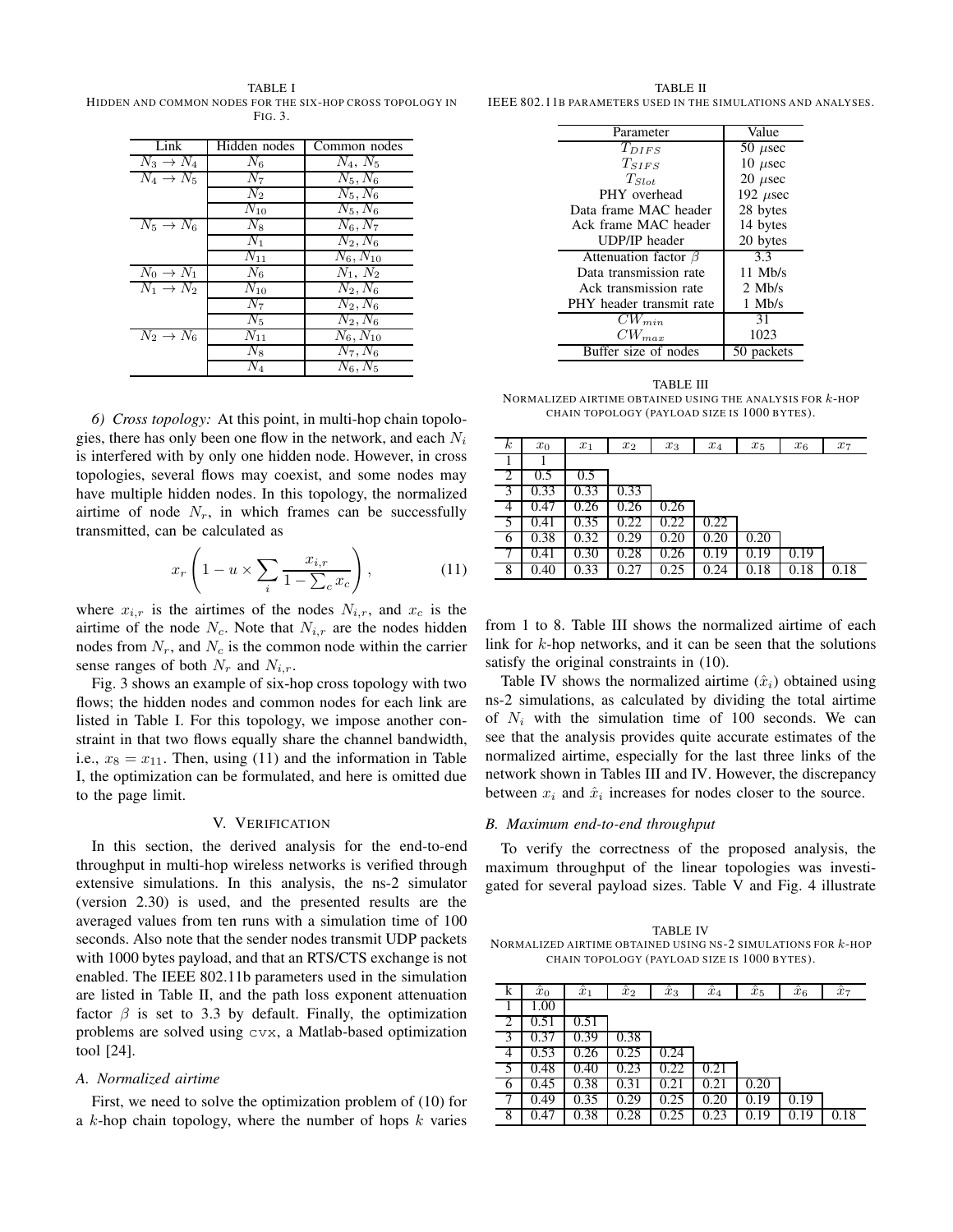TABLE I
HIDDEN AND COMMON NODES FOR THE SIX-HOP CROSS TOPOLOGY IN FIG. 3.

| Link | Hidden nodes | Common nodes |
|---|---|---|
| $N_3 \rightarrow N_4$ | $N_6$ | $N_4, N_5$ |
| $N_4 \rightarrow N_5$ | $N_7$ | $N_5, N_6$ |
| | $N_2$ | $N_5, N_6$ |
| | $N_{10}$ | $N_5, N_6$ |
| $N_5 \rightarrow N_6$ | $N_8$ | $N_6, N_7$ |
| | $N_1$ | $N_2, N_6$ |
| | $N_{11}$ | $N_6, N_{10}$ |
| $N_0 \rightarrow N_1$ | $N_6$ | $N_1, N_2$ |
| $N_1 \rightarrow N_2$ | $N_{10}$ | $N_2, N_6$ |
| | $N_7$ | $N_2, N_6$ |
| | $N_5$ | $N_2, N_6$ |
| $N_2 \rightarrow N_6$ | $N_{11}$ | $N_6, N_{10}$ |
| | $N_8$ | $N_7, N_6$ |
| | $N_4$ | $N_6, N_5$ |

*6) Cross topology:* At this point, in multi-hop chain topologies, there has only been one flow in the network, and each $N_i$ is interfered with by only one hidden node. However, in cross topologies, several flows may coexist, and some nodes may have multiple hidden nodes. In this topology, the normalized airtime of node $N_r$, in which frames can be successfully transmitted, can be calculated as

$$x_r \left( 1 - u \times \sum_i \frac{x_{i,r}}{1 - \sum_c x_c} \right), \tag{11}$$

where $x_{i,r}$ is the airtimes of the nodes $N_{i,r}$, and $x_c$ is the airtime of the node $N_c$. Note that $N_{i,r}$ are the nodes hidden nodes from $N_r$, and $N_c$ is the common node within the carrier sense ranges of both $N_r$ and $N_{i,r}$.

Fig. 3 shows an example of six-hop cross topology with two flows; the hidden nodes and common nodes for each link are listed in Table I. For this topology, we impose another constraint in that two flows equally share the channel bandwidth, i.e., $x_8 = x_{11}$. Then, using (11) and the information in Table I, the optimization can be formulated, and here is omitted due to the page limit.

## V. VERIFICATION

In this section, the derived analysis for the end-to-end throughput in multi-hop wireless networks is verified through extensive simulations. In this analysis, the ns-2 simulator (version 2.30) is used, and the presented results are the averaged values from ten runs with a simulation time of 100 seconds. Also note that the sender nodes transmit UDP packets with 1000 bytes payload, and that an RTS/CTS exchange is not enabled. The IEEE 802.11b parameters used in the simulation are listed in Table II, and the path loss exponent attenuation factor $\beta$ is set to 3.3 by default. Finally, the optimization problems are solved using `cvx`, a Matlab-based optimization tool [24].

### A. Normalized airtime

First, we need to solve the optimization problem of (10) for a $k$-hop chain topology, where the number of hops $k$ varies from 1 to 8. Table III shows the normalized airtime of each link for $k$-hop networks, and it can be seen that the solutions satisfy the original constraints in (10).

Table IV shows the normalized airtime ($\hat{x}_i$) obtained using ns-2 simulations, as calculated by dividing the total airtime of $N_i$ with the simulation time of 100 seconds. We can see that the analysis provides quite accurate estimates of the normalized airtime, especially for the last three links of the network shown in Tables III and IV. However, the discrepancy between $x_i$ and $\hat{x}_i$ increases for nodes closer to the source.

### B. Maximum end-to-end throughput

To verify the correctness of the proposed analysis, the maximum throughput of the linear topologies was investigated for several payload sizes. Table V and Fig. 4 illustrate

TABLE II
IEEE 802.11B PARAMETERS USED IN THE SIMULATIONS AND ANALYSES.

| Parameter | Value |
|---|---|
| $T_{DIFS}$ | 50 $\mu$sec |
| $T_{SIFS}$ | 10 $\mu$sec |
| $T_{Slot}$ | 20 $\mu$sec |
| PHY overhead | 192 $\mu$sec |
| Data frame MAC header | 28 bytes |
| Ack frame MAC header | 14 bytes |
| UDP/IP header | 20 bytes |
| Attenuation factor $\beta$ | 3.3 |
| Data transmission rate | 11 Mb/s |
| Ack transmission rate | 2 Mb/s |
| PHY header transmit rate | 1 Mb/s |
| $CW_{min}$ | 31 |
| $CW_{max}$ | 1023 |
| Buffer size of nodes | 50 packets |

TABLE III
NORMALIZED AIRTIME OBTAINED USING THE ANALYSIS FOR $k$-HOP CHAIN TOPOLOGY (PAYLOAD SIZE IS 1000 BYTES).

| $k$ | $x_0$ | $x_1$ | $x_2$ | $x_3$ | $x_4$ | $x_5$ | $x_6$ | $x_7$ |
|---|---|---|---|---|---|---|---|---|
| 1 | 1 | | | | | | | |
| 2 | 0.5 | 0.5 | | | | | | |
| 3 | 0.33 | 0.33 | 0.33 | | | | | |
| 4 | 0.47 | 0.26 | 0.26 | 0.26 | | | | |
| 5 | 0.41 | 0.35 | 0.22 | 0.22 | 0.22 | | | |
| 6 | 0.38 | 0.32 | 0.29 | 0.20 | 0.20 | 0.20 | | |
| 7 | 0.41 | 0.30 | 0.28 | 0.26 | 0.19 | 0.19 | 0.19 | |
| 8 | 0.40 | 0.33 | 0.27 | 0.25 | 0.24 | 0.18 | 0.18 | 0.18 |

TABLE IV
NORMALIZED AIRTIME OBTAINED USING NS-2 SIMULATIONS FOR $k$-HOP CHAIN TOPOLOGY (PAYLOAD SIZE IS 1000 BYTES).

| k | $\hat{x}_0$ | $\hat{x}_1$ | $\hat{x}_2$ | $\hat{x}_3$ | $\hat{x}_4$ | $\hat{x}_5$ | $\hat{x}_6$ | $\hat{x}_7$ |
|---|---|---|---|---|---|---|---|---|
| 1 | 1.00 | | | | | | | |
| 2 | 0.51 | 0.51 | | | | | | |
| 3 | 0.37 | 0.39 | 0.38 | | | | | |
| 4 | 0.53 | 0.26 | 0.25 | 0.24 | | | | |
| 5 | 0.48 | 0.40 | 0.23 | 0.22 | 0.21 | | | |
| 6 | 0.45 | 0.38 | 0.31 | 0.21 | 0.21 | 0.20 | | |
| 7 | 0.49 | 0.35 | 0.29 | 0.25 | 0.20 | 0.19 | 0.19 | |
| 8 | 0.47 | 0.38 | 0.28 | 0.25 | 0.23 | 0.19 | 0.19 | 0.18 |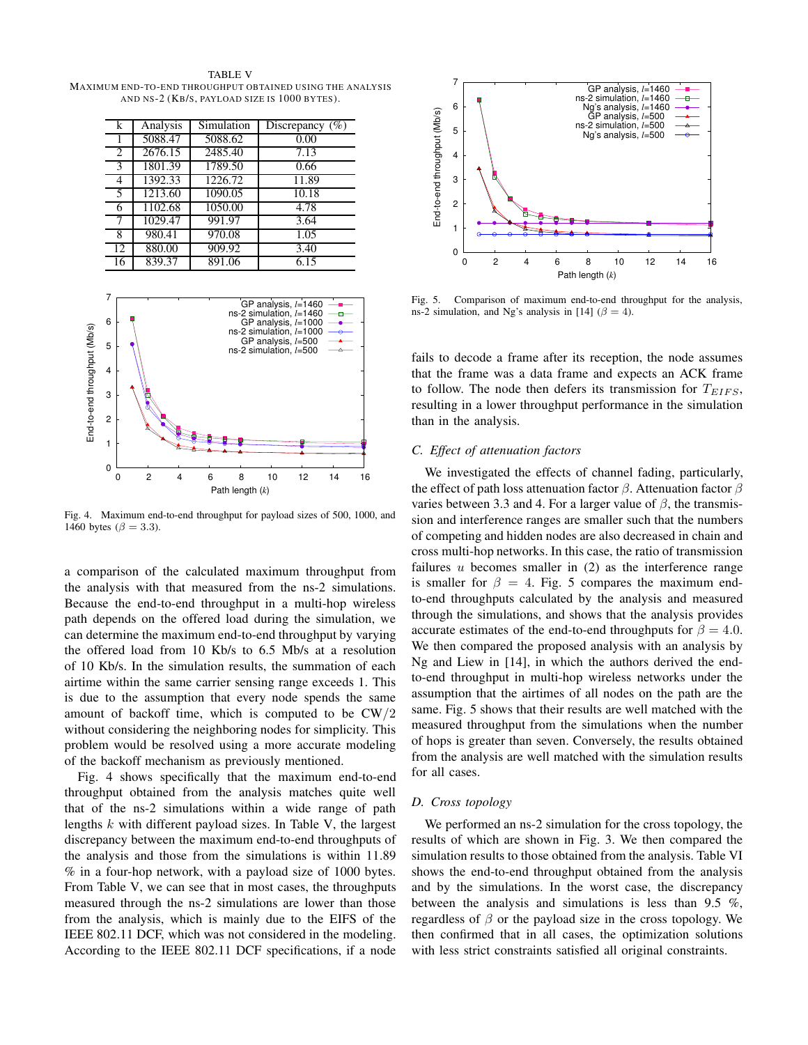TABLE V

MAXIMUM END-TO-END THROUGHPUT OBTAINED USING THE ANALYSIS AND NS-2 (KB/S, PAYLOAD SIZE IS 1000 BYTES).

| k | Analysis | Simulation | Discrepancy (%) |
|---|---|---|---|
| 1 | 5088.47 | 5088.62 | 0.00 |
| 2 | 2676.15 | 2485.40 | 7.13 |
| 3 | 1801.39 | 1789.50 | 0.66 |
| 4 | 1392.33 | 1226.72 | 11.89 |
| 5 | 1213.60 | 1090.05 | 10.18 |
| 6 | 1102.68 | 1050.00 | 4.78 |
| 7 | 1029.47 | 991.97 | 3.64 |
| 8 | 980.41 | 970.08 | 1.05 |
| 12 | 880.00 | 909.92 | 3.40 |
| 16 | 839.37 | 891.06 | 6.15 |

Fig. 4. Maximum end-to-end throughput for payload sizes of 500, 1000, and 1460 bytes ($\beta = 3.3$).

a comparison of the calculated maximum throughput from the analysis with that measured from the ns-2 simulations. Because the end-to-end throughput in a multi-hop wireless path depends on the offered load during the simulation, we can determine the maximum end-to-end throughput by varying the offered load from 10 Kb/s to 6.5 Mb/s at a resolution of 10 Kb/s. In the simulation results, the summation of each airtime within the same carrier sensing range exceeds 1. This is due to the assumption that every node spends the same amount of backoff time, which is computed to be CW/2 without considering the neighboring nodes for simplicity. This problem would be resolved using a more accurate modeling of the backoff mechanism as previously mentioned.

Fig. 4 shows specifically that the maximum end-to-end throughput obtained from the analysis matches quite well that of the ns-2 simulations within a wide range of path lengths $k$ with different payload sizes. In Table V, the largest discrepancy between the maximum end-to-end throughputs of the analysis and those from the simulations is within 11.89 % in a four-hop network, with a payload size of 1000 bytes. From Table V, we can see that in most cases, the throughputs measured through the ns-2 simulations are lower than those from the analysis, which is mainly due to the EIFS of the IEEE 802.11 DCF, which was not considered in the modeling. According to the IEEE 802.11 DCF specifications, if a node fails to decode a frame after its reception, the node assumes that the frame was a data frame and expects an ACK frame to follow. The node then defers its transmission for $T_{EIFS}$, resulting in a lower throughput performance in the simulation than in the analysis.

Fig. 5. Comparison of maximum end-to-end throughput for the analysis, ns-2 simulation, and Ng's analysis in [14] ($\beta = 4$).

### C. Effect of attenuation factors

We investigated the effects of channel fading, particularly, the effect of path loss attenuation factor $\beta$. Attenuation factor $\beta$ varies between 3.3 and 4. For a larger value of $\beta$, the transmission and interference ranges are smaller such that the numbers of competing and hidden nodes are also decreased in chain and cross multi-hop networks. In this case, the ratio of transmission failures $u$ becomes smaller in (2) as the interference range is smaller for $\beta = 4$. Fig. 5 compares the maximum end-to-end throughputs calculated by the analysis and measured through the simulations, and shows that the analysis provides accurate estimates of the end-to-end throughputs for $\beta = 4.0$. We then compared the proposed analysis with an analysis by Ng and Liew in [14], in which the authors derived the end-to-end throughput in multi-hop wireless networks under the assumption that the airtimes of all nodes on the path are the same. Fig. 5 shows that their results are well matched with the measured throughput from the simulations when the number of hops is greater than seven. Conversely, the results obtained from the analysis are well matched with the simulation results for all cases.

### D. Cross topology

We performed an ns-2 simulation for the cross topology, the results of which are shown in Fig. 3. We then compared the simulation results to those obtained from the analysis. Table VI shows the end-to-end throughput obtained from the analysis and by the simulations. In the worst case, the discrepancy between the analysis and simulations is less than 9.5 %, regardless of $\beta$ or the payload size in the cross topology. We then confirmed that in all cases, the optimization solutions with less strict constraints satisfied all original constraints.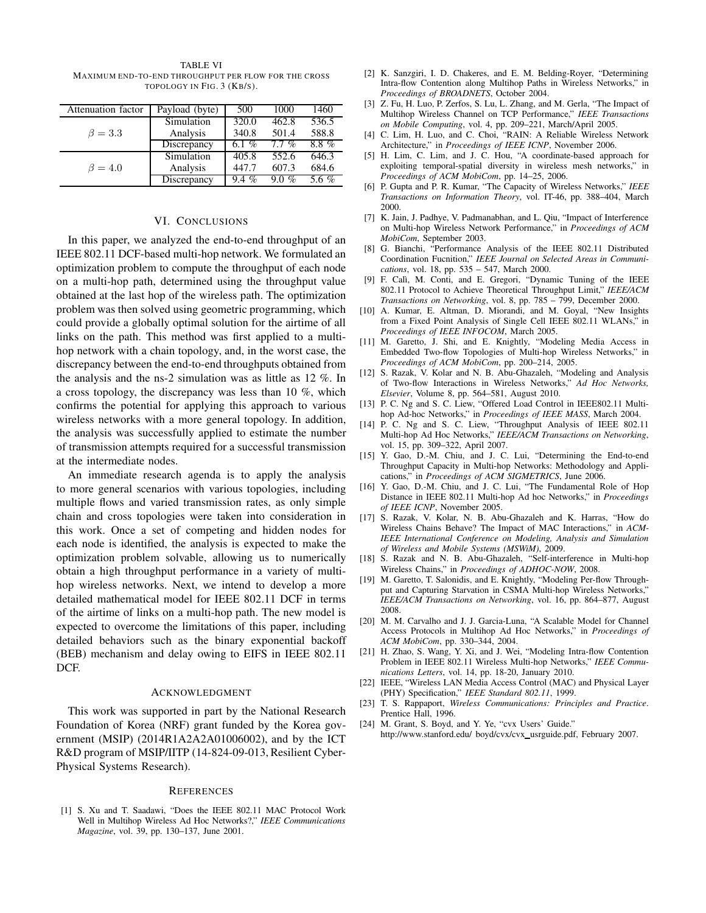TABLE VI
MAXIMUM END-TO-END THROUGHPUT PER FLOW FOR THE CROSS TOPOLOGY IN FIG. 3 (KB/S).

| Attenuation factor | Payload (byte) | 500 | 1000 | 1460 |
| --- | --- | --- | --- | --- |
| $\beta = 3.3$ | Simulation | 320.0 | 462.8 | 536.5 |
| | Analysis | 340.8 | 501.4 | 588.8 |
| | Discrepancy | 6.1 % | 7.7 % | 8.8 % |
| $\beta = 4.0$ | Simulation | 405.8 | 552.6 | 646.3 |
| | Analysis | 447.7 | 607.3 | 684.6 |
| | Discrepancy | 9.4 % | 9.0 % | 5.6 % |

## VI. CONCLUSIONS

In this paper, we analyzed the end-to-end throughput of an IEEE 802.11 DCF-based multi-hop network. We formulated an optimization problem to compute the throughput of each node on a multi-hop path, determined using the throughput value obtained at the last hop of the wireless path. The optimization problem was then solved using geometric programming, which could provide a globally optimal solution for the airtime of all links on the path. This method was first applied to a multi-hop network with a chain topology, and, in the worst case, the discrepancy between the end-to-end throughputs obtained from the analysis and the ns-2 simulation was as little as 12 %. In a cross topology, the discrepancy was less than 10 %, which confirms the potential for applying this approach to various wireless networks with a more general topology. In addition, the analysis was successfully applied to estimate the number of transmission attempts required for a successful transmission at the intermediate nodes.

An immediate research agenda is to apply the analysis to more general scenarios with various topologies, including multiple flows and varied transmission rates, as only simple chain and cross topologies were taken into consideration in this work. Once a set of competing and hidden nodes for each node is identified, the analysis is expected to make the optimization problem solvable, allowing us to numerically obtain a high throughput performance in a variety of multi-hop wireless networks. Next, we intend to develop a more detailed mathematical model for IEEE 802.11 DCF in terms of the airtime of links on a multi-hop path. The new model is expected to overcome the limitations of this paper, including detailed behaviors such as the binary exponential backoff (BEB) mechanism and delay owing to EIFS in IEEE 802.11 DCF.

## ACKNOWLEDGMENT

This work was supported in part by the National Research Foundation of Korea (NRF) grant funded by the Korea government (MSIP) (2014R1A2A2A01006002), and by the ICT R&D program of MSIP/IITP (14-824-09-013, Resilient Cyber-Physical Systems Research).

## REFERENCES

[1] S. Xu and T. Saadawi, "Does the IEEE 802.11 MAC Protocol Work Well in Multihop Wireless Ad Hoc Networks?," *IEEE Communications Magazine*, vol. 39, pp. 130–137, June 2001.

[2] K. Sanzgiri, I. D. Chakeres, and E. M. Belding-Royer, "Determining Intra-flow Contention along Multihop Paths in Wireless Networks," in *Proceedings of BROADNETS*, October 2004.

[3] Z. Fu, H. Luo, P. Zerfos, S. Lu, L. Zhang, and M. Gerla, "The Impact of Multihop Wireless Channel on TCP Performance," *IEEE Transactions on Mobile Computing*, vol. 4, pp. 209–221, March/April 2005.

[4] C. Lim, H. Luo, and C. Choi, "RAIN: A Reliable Wireless Network Architecture," in *Proceedings of IEEE ICNP*, November 2006.

[5] H. Lim, C. Lim, and J. C. Hou, "A coordinate-based approach for exploiting temporal-spatial diversity in wireless mesh networks," in *Proceedings of ACM MobiCom*, pp. 14–25, 2006.

[6] P. Gupta and P. R. Kumar, "The Capacity of Wireless Networks," *IEEE Transactions on Information Theory*, vol. IT-46, pp. 388–404, March 2000.

[7] K. Jain, J. Padhye, V. Padmanabhan, and L. Qiu, "Impact of Interference on Multi-hop Wireless Network Performance," in *Proceedings of ACM MobiCom*, September 2003.

[8] G. Bianchi, "Performance Analysis of the IEEE 802.11 Distributed Coordination Fucnition," *IEEE Journal on Selected Areas in Communications*, vol. 18, pp. 535 – 547, March 2000.

[9] F. Calì, M. Conti, and E. Gregori, "Dynamic Tuning of the IEEE 802.11 Protocol to Achieve Theoretical Throughput Limit," *IEEE/ACM Transactions on Networking*, vol. 8, pp. 785 – 799, December 2000.

[10] A. Kumar, E. Altman, D. Miorandi, and M. Goyal, "New Insights from a Fixed Point Analysis of Single Cell IEEE 802.11 WLANs," in *Proceedings of IEEE INFOCOM*, March 2005.

[11] M. Garetto, J. Shi, and E. Knightly, "Modeling Media Access in Embedded Two-flow Topologies of Multi-hop Wireless Networks," in *Proceedings of ACM MobiCom*, pp. 200–214, 2005.

[12] S. Razak, V. Kolar and N. B. Abu-Ghazaleh, "Modeling and Analysis of Two-flow Interactions in Wireless Networks," *Ad Hoc Networks, Elsevier*, Volume 8, pp. 564–581, August 2010.

[13] P. C. Ng and S. C. Liew, "Offered Load Control in IEEE802.11 Multi-hop Ad-hoc Networks," in *Proceedings of IEEE MASS*, March 2004.

[14] P. C. Ng and S. C. Liew, "Throughput Analysis of IEEE 802.11 Multi-hop Ad Hoc Networks," *IEEE/ACM Transactions on Networking*, vol. 15, pp. 309–322, April 2007.

[15] Y. Gao, D.-M. Chiu, and J. C. Lui, "Determining the End-to-end Throughput Capacity in Multi-hop Networks: Methodology and Applications," in *Proceedings of ACM SIGMETRICS*, June 2006.

[16] Y. Gao, D.-M. Chiu, and J. C. Lui, "The Fundamental Role of Hop Distance in IEEE 802.11 Multi-hop Ad hoc Networks," in *Proceedings of IEEE ICNP*, November 2005.

[17] S. Razak, V. Kolar, N. B. Abu-Ghazaleh and K. Harras, "How do Wireless Chains Behave? The Impact of MAC Interactions," in *ACM-IEEE International Conference on Modeling, Analysis and Simulation of Wireless and Mobile Systems (MSWiM)*, 2009.

[18] S. Razak and N. B. Abu-Ghazaleh, "Self-interference in Multi-hop Wireless Chains," in *Proceedings of ADHOC-NOW*, 2008.

[19] M. Garetto, T. Salonidis, and E. Knightly, "Modeling Per-flow Throughput and Capturing Starvation in CSMA Multi-hop Wireless Networks," *IEEE/ACM Transactions on Networking*, vol. 16, pp. 864–877, August 2008.

[20] M. M. Carvalho and J. J. Garcia-Luna, "A Scalable Model for Channel Access Protocols in Multihop Ad Hoc Networks," in *Proceedings of ACM MobiCom*, pp. 330–344, 2004.

[21] H. Zhao, S. Wang, Y. Xi, and J. Wei, "Modeling Intra-flow Contention Problem in IEEE 802.11 Wireless Multi-hop Networks," *IEEE Communications Letters*, vol. 14, pp. 18-20, January 2010.

[22] IEEE, "Wireless LAN Media Access Control (MAC) and Physical Layer (PHY) Specification," *IEEE Standard 802.11*, 1999.

[23] T. S. Rappaport, *Wireless Communications: Principles and Practice*. Prentice Hall, 1996.

[24] M. Grant, S. Boyd, and Y. Ye, "cvx Users' Guide." http://www.stanford.edu/ boyd/cvx/cvx_usrguide.pdf, February 2007.